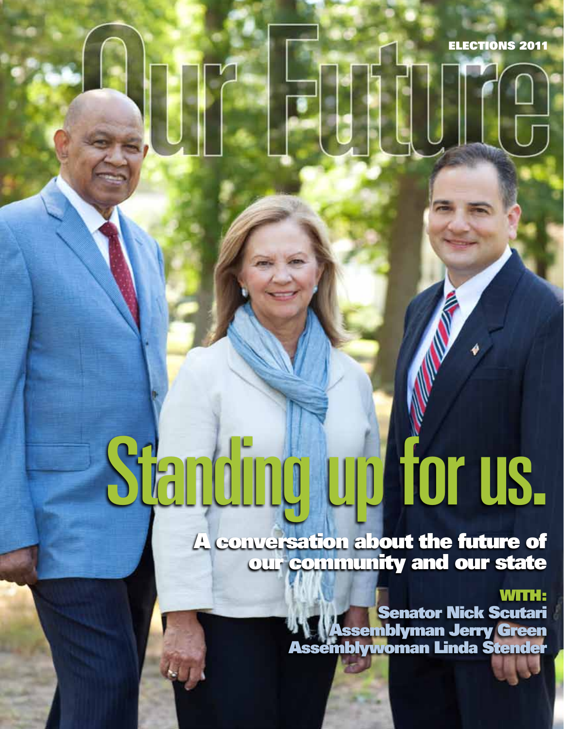ELECTIONS 2011

# Our Future

# Standing up for us.

## A conversation about the future of our community and our state

**WITH:**

Senator Nick Scutari
Assemblyman Jerry Green
Assemblywoman Linda Stender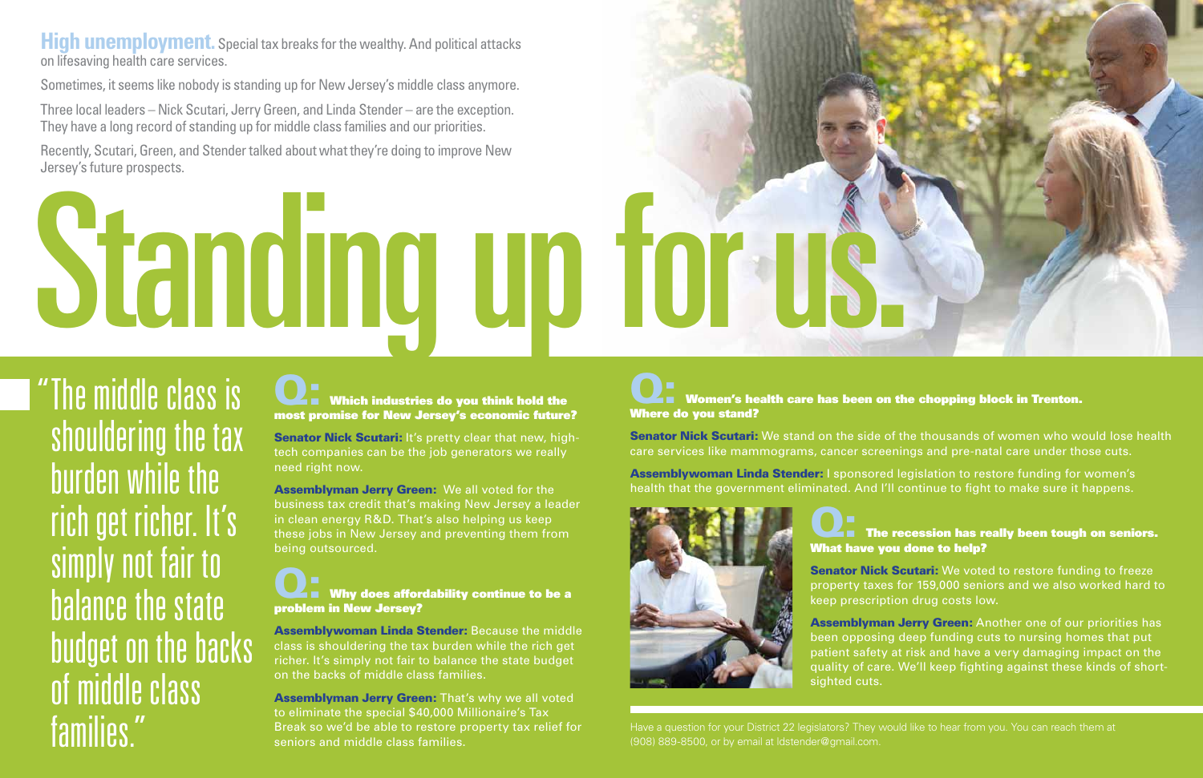**High unemployment.** Special tax breaks for the wealthy. And political attacks on lifesaving health care services.

Sometimes, it seems like nobody is standing up for New Jersey's middle class anymore.

Three local leaders – Nick Scutari, Jerry Green, and Linda Stender – are the exception. They have a long record of standing up for middle class families and our priorities.

Recently, Scutari, Green, and Stender talked about what they're doing to improve New Jersey's future prospects.

# Standing up for us.

"The middle class is shouldering the tax burden while the rich get richer. It's simply not fair to balance the state budget on the backs of middle class families."

**Q: Which industries do you think hold the most promise for New Jersey's economic future?**

**Senator Nick Scutari:** It's pretty clear that new, high-tech companies can be the job generators we really need right now.

**Assemblyman Jerry Green:** We all voted for the business tax credit that's making New Jersey a leader in clean energy R&D. That's also helping us keep these jobs in New Jersey and preventing them from being outsourced.

**Q: Why does affordability continue to be a problem in New Jersey?**

**Assemblywoman Linda Stender:** Because the middle class is shouldering the tax burden while the rich get richer. It's simply not fair to balance the state budget on the backs of middle class families.

**Assemblyman Jerry Green:** That's why we all voted to eliminate the special $40,000 Millionaire's Tax Break so we'd be able to restore property tax relief for seniors and middle class families.

**Q: Women's health care has been on the chopping block in Trenton. Where do you stand?**

**Senator Nick Scutari:** We stand on the side of the thousands of women who would lose health care services like mammograms, cancer screenings and pre-natal care under those cuts.

**Assemblywoman Linda Stender:** I sponsored legislation to restore funding for women's health that the government eliminated. And I'll continue to fight to make sure it happens.

**Q: The recession has really been tough on seniors. What have you done to help?**

**Senator Nick Scutari:** We voted to restore funding to freeze property taxes for 159,000 seniors and we also worked hard to keep prescription drug costs low.

**Assemblyman Jerry Green:** Another one of our priorities has been opposing deep funding cuts to nursing homes that put patient safety at risk and have a very damaging impact on the quality of care. We'll keep fighting against these kinds of short-sighted cuts.

Have a question for your District 22 legislators? They would like to hear from you. You can reach them at (908) 889-8500, or by email at ldstender@gmail.com.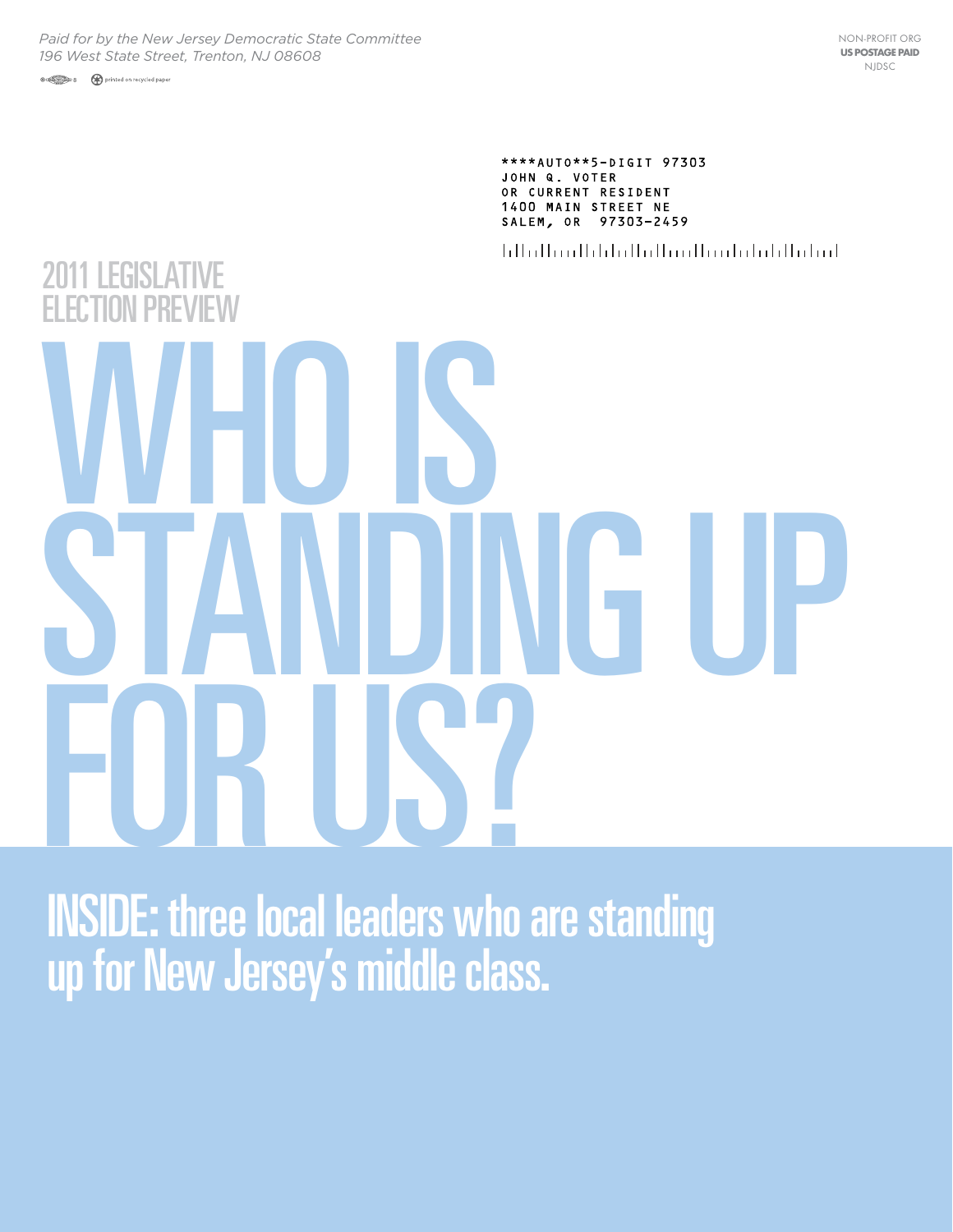*Paid for by the New Jersey Democratic State Committee*
*196 West State Street, Trenton, NJ 08608*

printed on recycled paper

NON-PROFIT ORG
**US POSTAGE PAID**
NJDSC

****AUTO**5-DIGIT 97303
JOHN Q. VOTER
OR CURRENT RESIDENT
1400 MAIN STREET NE
SALEM, OR 97303-2459

## 2011 LEGISLATIVE ELECTION PREVIEW

# WHO IS STANDING UP FOR US?

## INSIDE: three local leaders who are standing up for New Jersey's middle class.